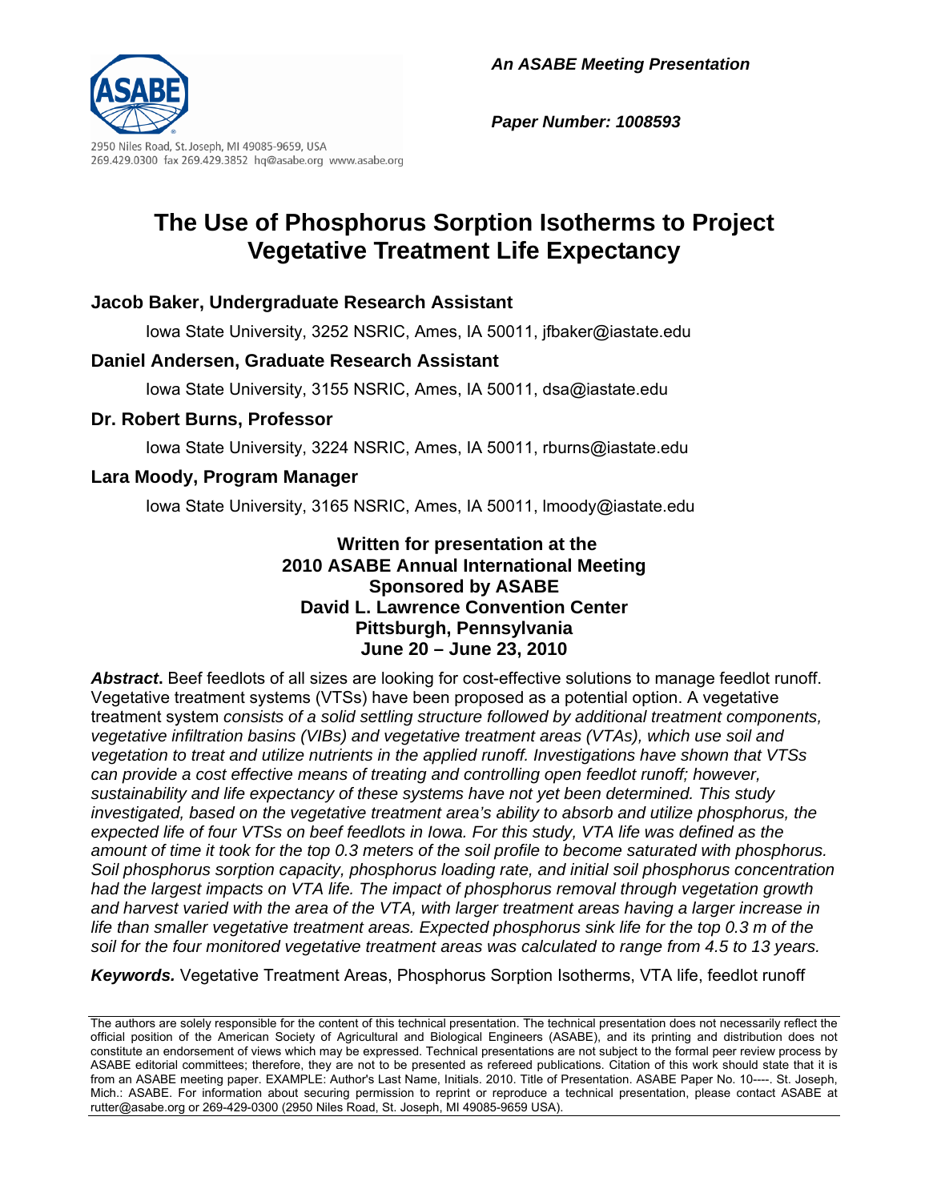*An ASABE Meeting Presentation*

2950 Niles Road, St. Joseph, MI 49085-9659, USA
269.429.0300 fax 269.429.3852 hq@asabe.org www.asabe.org

*Paper Number: 1008593*

# The Use of Phosphorus Sorption Isotherms to Project Vegetative Treatment Life Expectancy

### Jacob Baker, Undergraduate Research Assistant

Iowa State University, 3252 NSRIC, Ames, IA 50011, jfbaker@iastate.edu

### Daniel Andersen, Graduate Research Assistant

Iowa State University, 3155 NSRIC, Ames, IA 50011, dsa@iastate.edu

### Dr. Robert Burns, Professor

Iowa State University, 3224 NSRIC, Ames, IA 50011, rburns@iastate.edu

### Lara Moody, Program Manager

Iowa State University, 3165 NSRIC, Ames, IA 50011, lmoody@iastate.edu

**Written for presentation at the**
**2010 ASABE Annual International Meeting**
**Sponsored by ASABE**
**David L. Lawrence Convention Center**
**Pittsburgh, Pennsylvania**
**June 20 – June 23, 2010**

***Abstract*.** Beef feedlots of all sizes are looking for cost-effective solutions to manage feedlot runoff. Vegetative treatment systems (VTSs) have been proposed as a potential option. A vegetative treatment system *consists of a solid settling structure followed by additional treatment components, vegetative infiltration basins (VIBs) and vegetative treatment areas (VTAs), which use soil and vegetation to treat and utilize nutrients in the applied runoff. Investigations have shown that VTSs can provide a cost effective means of treating and controlling open feedlot runoff; however, sustainability and life expectancy of these systems have not yet been determined. This study investigated, based on the vegetative treatment area's ability to absorb and utilize phosphorus, the expected life of four VTSs on beef feedlots in Iowa. For this study, VTA life was defined as the amount of time it took for the top 0.3 meters of the soil profile to become saturated with phosphorus. Soil phosphorus sorption capacity, phosphorus loading rate, and initial soil phosphorus concentration had the largest impacts on VTA life. The impact of phosphorus removal through vegetation growth and harvest varied with the area of the VTA, with larger treatment areas having a larger increase in life than smaller vegetative treatment areas. Expected phosphorus sink life for the top 0.3 m of the soil for the four monitored vegetative treatment areas was calculated to range from 4.5 to 13 years.*

***Keywords.*** Vegetative Treatment Areas, Phosphorus Sorption Isotherms, VTA life, feedlot runoff

The authors are solely responsible for the content of this technical presentation. The technical presentation does not necessarily reflect the official position of the American Society of Agricultural and Biological Engineers (ASABE), and its printing and distribution does not constitute an endorsement of views which may be expressed. Technical presentations are not subject to the formal peer review process by ASABE editorial committees; therefore, they are not to be presented as refereed publications. Citation of this work should state that it is from an ASABE meeting paper. EXAMPLE: Author's Last Name, Initials. 2010. Title of Presentation. ASABE Paper No. 10----. St. Joseph, Mich.: ASABE. For information about securing permission to reprint or reproduce a technical presentation, please contact ASABE at rutter@asabe.org or 269-429-0300 (2950 Niles Road, St. Joseph, MI 49085-9659 USA).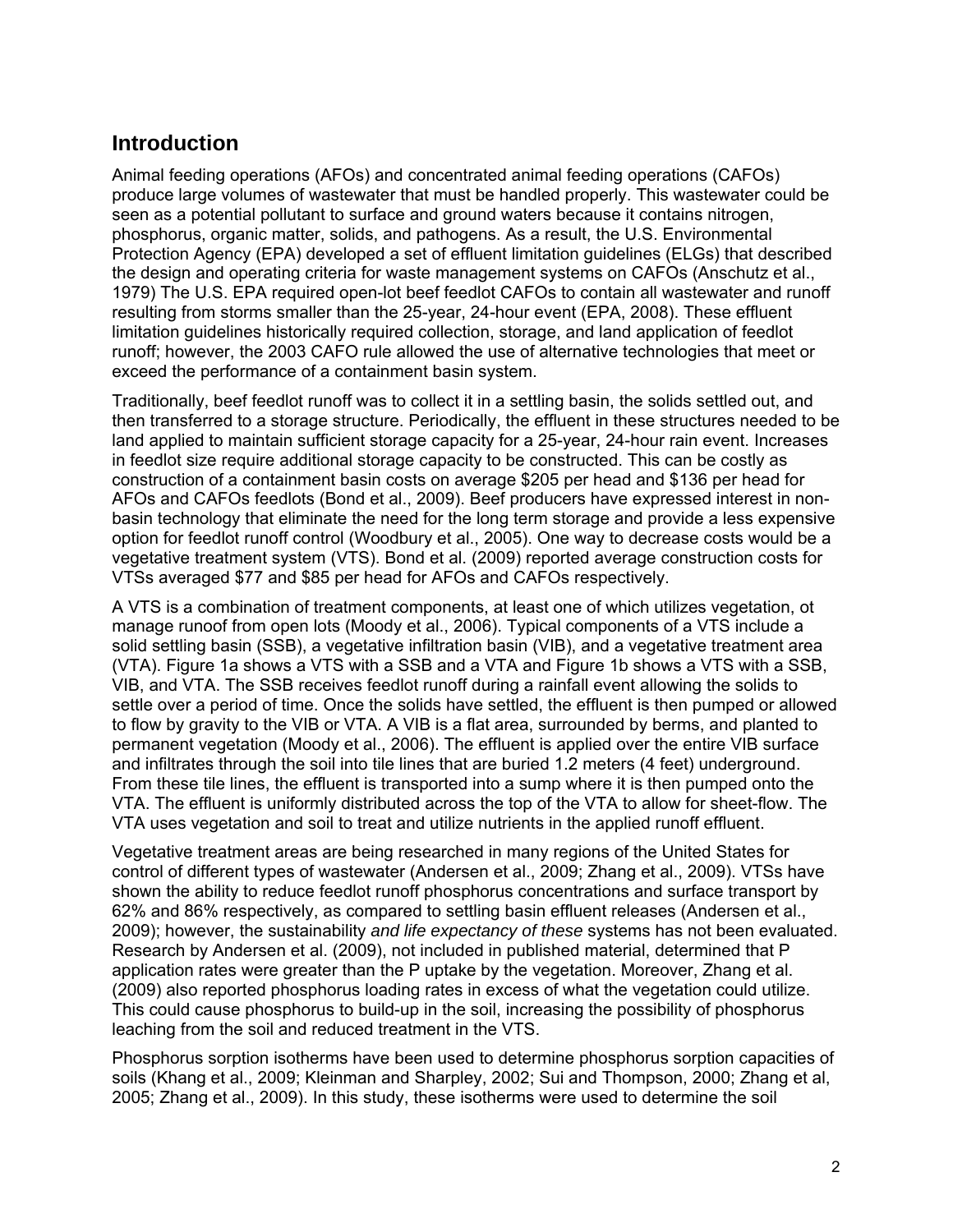## Introduction

Animal feeding operations (AFOs) and concentrated animal feeding operations (CAFOs) produce large volumes of wastewater that must be handled properly. This wastewater could be seen as a potential pollutant to surface and ground waters because it contains nitrogen, phosphorus, organic matter, solids, and pathogens. As a result, the U.S. Environmental Protection Agency (EPA) developed a set of effluent limitation guidelines (ELGs) that described the design and operating criteria for waste management systems on CAFOs (Anschutz et al., 1979) The U.S. EPA required open-lot beef feedlot CAFOs to contain all wastewater and runoff resulting from storms smaller than the 25-year, 24-hour event (EPA, 2008). These effluent limitation guidelines historically required collection, storage, and land application of feedlot runoff; however, the 2003 CAFO rule allowed the use of alternative technologies that meet or exceed the performance of a containment basin system.

Traditionally, beef feedlot runoff was to collect it in a settling basin, the solids settled out, and then transferred to a storage structure. Periodically, the effluent in these structures needed to be land applied to maintain sufficient storage capacity for a 25-year, 24-hour rain event. Increases in feedlot size require additional storage capacity to be constructed. This can be costly as construction of a containment basin costs on average $205 per head and $136 per head for AFOs and CAFOs feedlots (Bond et al., 2009). Beef producers have expressed interest in non-basin technology that eliminate the need for the long term storage and provide a less expensive option for feedlot runoff control (Woodbury et al., 2005). One way to decrease costs would be a vegetative treatment system (VTS). Bond et al. (2009) reported average construction costs for VTSs averaged $77 and $85 per head for AFOs and CAFOs respectively.

A VTS is a combination of treatment components, at least one of which utilizes vegetation, ot manage runoof from open lots (Moody et al., 2006). Typical components of a VTS include a solid settling basin (SSB), a vegetative infiltration basin (VIB), and a vegetative treatment area (VTA). Figure 1a shows a VTS with a SSB and a VTA and Figure 1b shows a VTS with a SSB, VIB, and VTA. The SSB receives feedlot runoff during a rainfall event allowing the solids to settle over a period of time. Once the solids have settled, the effluent is then pumped or allowed to flow by gravity to the VIB or VTA. A VIB is a flat area, surrounded by berms, and planted to permanent vegetation (Moody et al., 2006). The effluent is applied over the entire VIB surface and infiltrates through the soil into tile lines that are buried 1.2 meters (4 feet) underground. From these tile lines, the effluent is transported into a sump where it is then pumped onto the VTA. The effluent is uniformly distributed across the top of the VTA to allow for sheet-flow. The VTA uses vegetation and soil to treat and utilize nutrients in the applied runoff effluent.

Vegetative treatment areas are being researched in many regions of the United States for control of different types of wastewater (Andersen et al., 2009; Zhang et al., 2009). VTSs have shown the ability to reduce feedlot runoff phosphorus concentrations and surface transport by 62% and 86% respectively, as compared to settling basin effluent releases (Andersen et al., 2009); however, the sustainability *and life expectancy of these* systems has not been evaluated. Research by Andersen et al. (2009), not included in published material, determined that P application rates were greater than the P uptake by the vegetation. Moreover, Zhang et al. (2009) also reported phosphorus loading rates in excess of what the vegetation could utilize. This could cause phosphorus to build-up in the soil, increasing the possibility of phosphorus leaching from the soil and reduced treatment in the VTS.

Phosphorus sorption isotherms have been used to determine phosphorus sorption capacities of soils (Khang et al., 2009; Kleinman and Sharpley, 2002; Sui and Thompson, 2000; Zhang et al, 2005; Zhang et al., 2009). In this study, these isotherms were used to determine the soil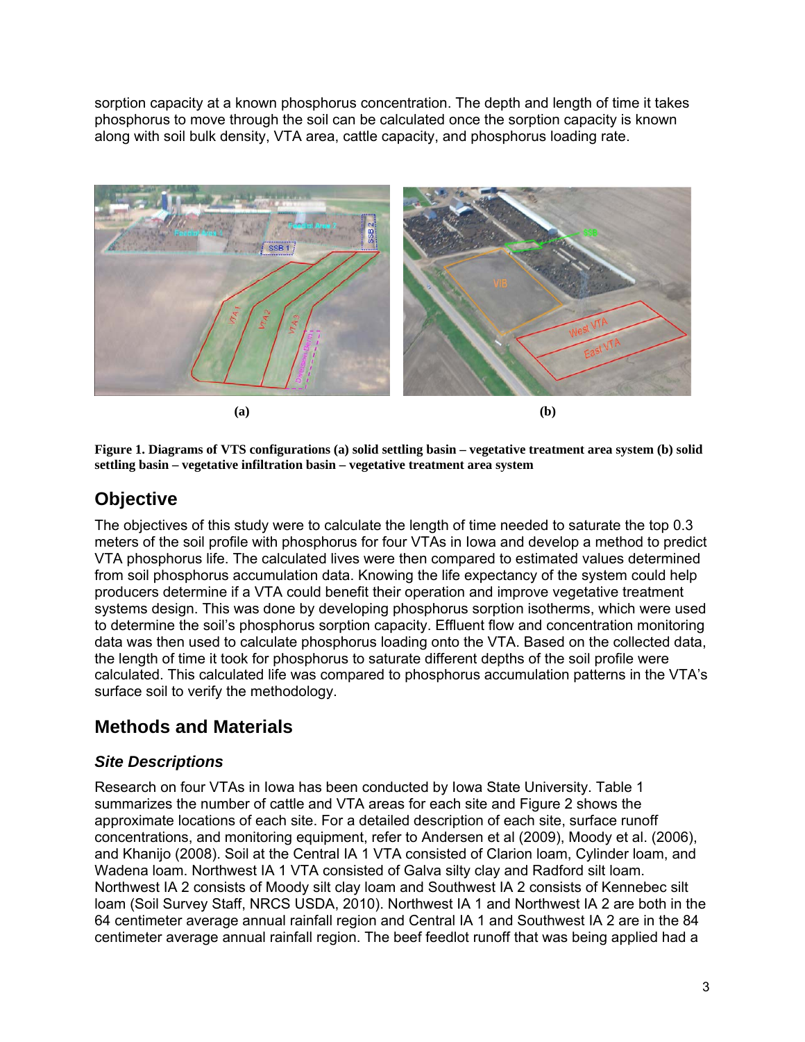sorption capacity at a known phosphorus concentration. The depth and length of time it takes phosphorus to move through the soil can be calculated once the sorption capacity is known along with soil bulk density, VTA area, cattle capacity, and phosphorus loading rate.

(a) (b)

**Figure 1. Diagrams of VTS configurations (a) solid settling basin – vegetative treatment area system (b) solid settling basin – vegetative infiltration basin – vegetative treatment area system**

## Objective

The objectives of this study were to calculate the length of time needed to saturate the top 0.3 meters of the soil profile with phosphorus for four VTAs in Iowa and develop a method to predict VTA phosphorus life. The calculated lives were then compared to estimated values determined from soil phosphorus accumulation data. Knowing the life expectancy of the system could help producers determine if a VTA could benefit their operation and improve vegetative treatment systems design. This was done by developing phosphorus sorption isotherms, which were used to determine the soil's phosphorus sorption capacity. Effluent flow and concentration monitoring data was then used to calculate phosphorus loading onto the VTA. Based on the collected data, the length of time it took for phosphorus to saturate different depths of the soil profile were calculated. This calculated life was compared to phosphorus accumulation patterns in the VTA's surface soil to verify the methodology.

## Methods and Materials

### *Site Descriptions*

Research on four VTAs in Iowa has been conducted by Iowa State University. Table 1 summarizes the number of cattle and VTA areas for each site and Figure 2 shows the approximate locations of each site. For a detailed description of each site, surface runoff concentrations, and monitoring equipment, refer to Andersen et al (2009), Moody et al. (2006), and Khanijo (2008). Soil at the Central IA 1 VTA consisted of Clarion loam, Cylinder loam, and Wadena loam. Northwest IA 1 VTA consisted of Galva silty clay and Radford silt loam. Northwest IA 2 consists of Moody silt clay loam and Southwest IA 2 consists of Kennebec silt loam (Soil Survey Staff, NRCS USDA, 2010). Northwest IA 1 and Northwest IA 2 are both in the 64 centimeter average annual rainfall region and Central IA 1 and Southwest IA 2 are in the 84 centimeter average annual rainfall region. The beef feedlot runoff that was being applied had a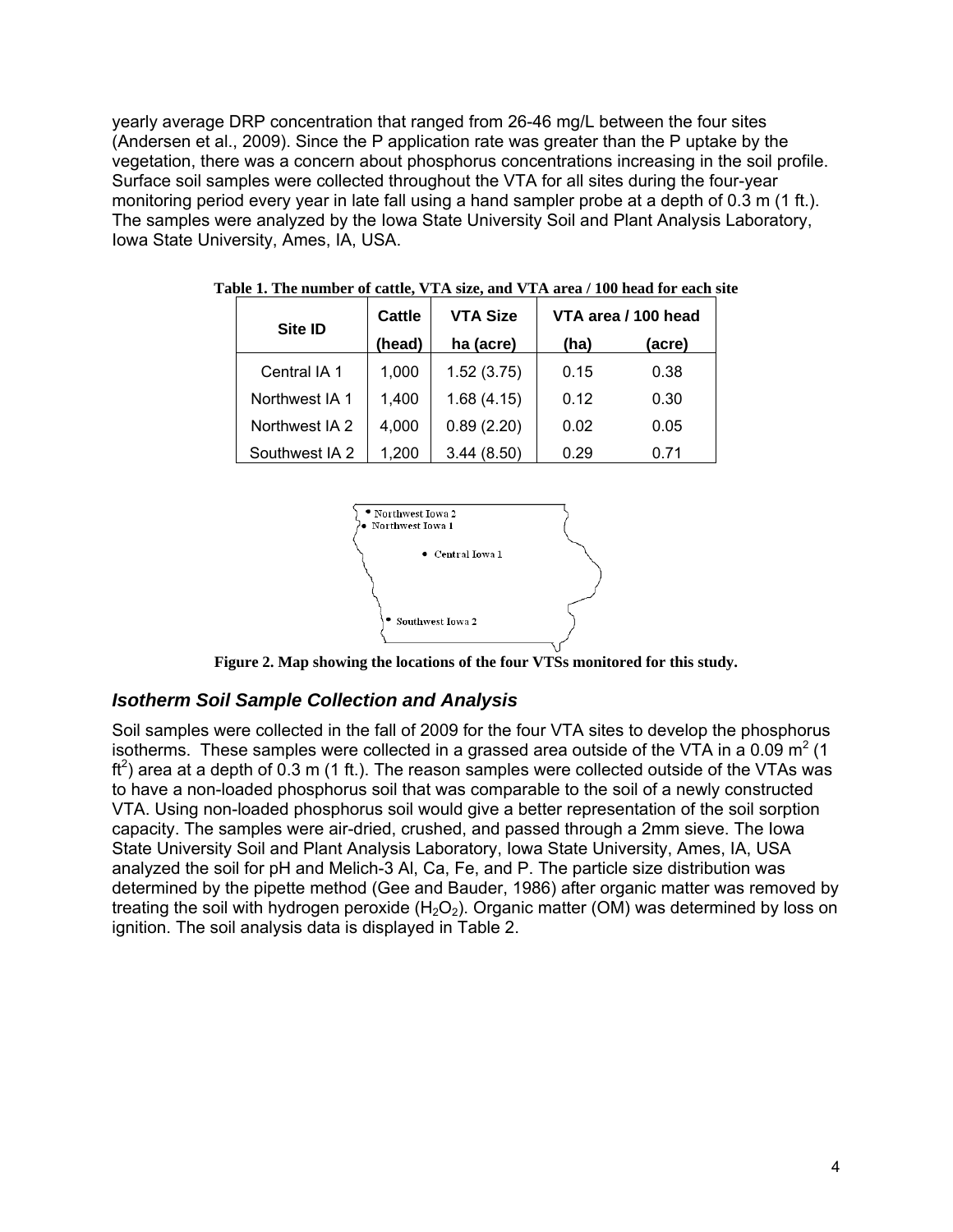yearly average DRP concentration that ranged from 26-46 mg/L between the four sites (Andersen et al., 2009). Since the P application rate was greater than the P uptake by the vegetation, there was a concern about phosphorus concentrations increasing in the soil profile. Surface soil samples were collected throughout the VTA for all sites during the four-year monitoring period every year in late fall using a hand sampler probe at a depth of 0.3 m (1 ft.). The samples were analyzed by the Iowa State University Soil and Plant Analysis Laboratory, Iowa State University, Ames, IA, USA.

**Table 1. The number of cattle, VTA size, and VTA area / 100 head for each site**

| Site ID | Cattle | VTA Size | VTA area / 100 head | |
|---|---|---|---|---|
| | (head) | ha (acre) | (ha) | (acre) |
| Central IA 1 | 1,000 | 1.52 (3.75) | 0.15 | 0.38 |
| Northwest IA 1 | 1,400 | 1.68 (4.15) | 0.12 | 0.30 |
| Northwest IA 2 | 4,000 | 0.89 (2.20) | 0.02 | 0.05 |
| Southwest IA 2 | 1,200 | 3.44 (8.50) | 0.29 | 0.71 |

**Figure 2. Map showing the locations of the four VTSs monitored for this study.**

### *Isotherm Soil Sample Collection and Analysis*

Soil samples were collected in the fall of 2009 for the four VTA sites to develop the phosphorus isotherms. These samples were collected in a grassed area outside of the VTA in a 0.09 $m^2$ (1 $ft^2$) area at a depth of 0.3 m (1 ft.). The reason samples were collected outside of the VTAs was to have a non-loaded phosphorus soil that was comparable to the soil of a newly constructed VTA. Using non-loaded phosphorus soil would give a better representation of the soil sorption capacity. The samples were air-dried, crushed, and passed through a 2mm sieve. The Iowa State University Soil and Plant Analysis Laboratory, Iowa State University, Ames, IA, USA analyzed the soil for pH and Melich-3 Al, Ca, Fe, and P. The particle size distribution was determined by the pipette method (Gee and Bauder, 1986) after organic matter was removed by treating the soil with hydrogen peroxide ($H_2O_2$). Organic matter (OM) was determined by loss on ignition. The soil analysis data is displayed in Table 2.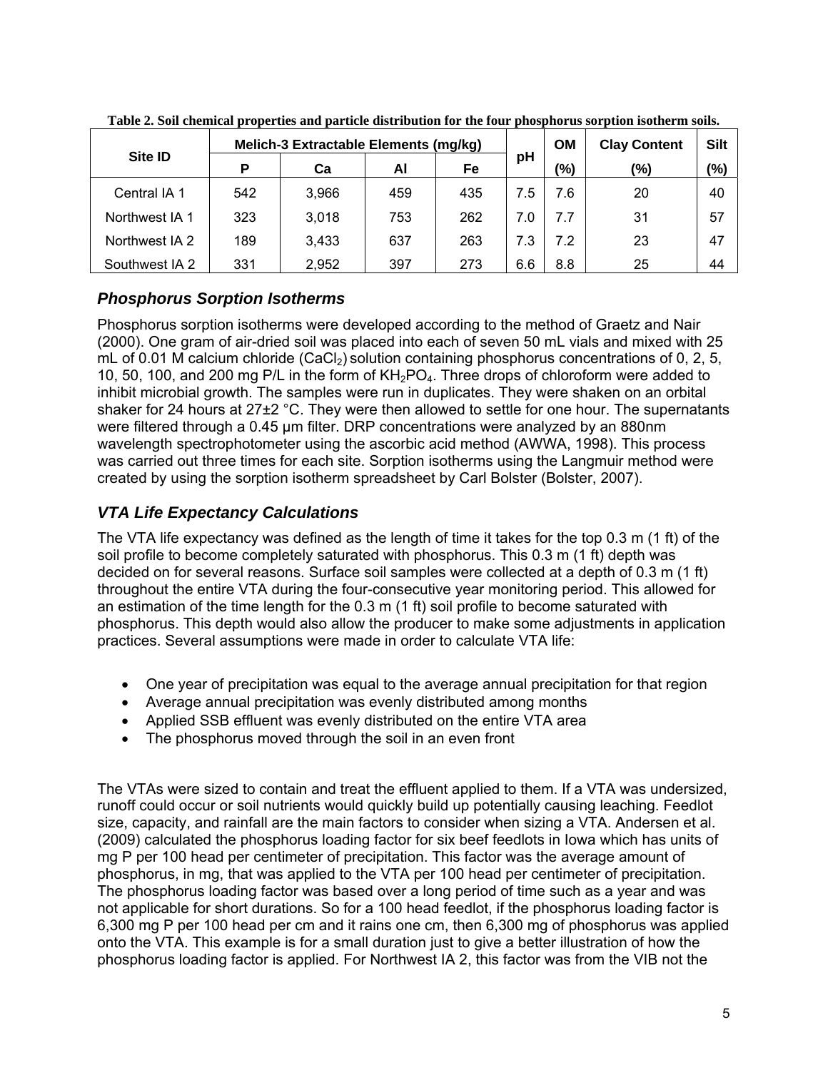**Table 2. Soil chemical properties and particle distribution for the four phosphorus sorption isotherm soils.**

| Site ID | Melich-3 Extractable Elements (mg/kg) | | | | pH | OM | Clay Content | Silt |
|---|---|---|---|---|---|---|---|---|
| | P | Ca | Al | Fe | | (%) | (%) | (%) |
| Central IA 1 | 542 | 3,966 | 459 | 435 | 7.5 | 7.6 | 20 | 40 |
| Northwest IA 1 | 323 | 3,018 | 753 | 262 | 7.0 | 7.7 | 31 | 57 |
| Northwest IA 2 | 189 | 3,433 | 637 | 263 | 7.3 | 7.2 | 23 | 47 |
| Southwest IA 2 | 331 | 2,952 | 397 | 273 | 6.6 | 8.8 | 25 | 44 |

### *Phosphorus Sorption Isotherms*

Phosphorus sorption isotherms were developed according to the method of Graetz and Nair (2000). One gram of air-dried soil was placed into each of seven 50 mL vials and mixed with 25 mL of 0.01 M calcium chloride ($CaCl_2$) solution containing phosphorus concentrations of 0, 2, 5, 10, 50, 100, and 200 mg P/L in the form of $KH_2PO_4$. Three drops of chloroform were added to inhibit microbial growth. The samples were run in duplicates. They were shaken on an orbital shaker for 24 hours at 27±2 °C. They were then allowed to settle for one hour. The supernatants were filtered through a 0.45 μm filter. DRP concentrations were analyzed by an 880nm wavelength spectrophotometer using the ascorbic acid method (AWWA, 1998). This process was carried out three times for each site. Sorption isotherms using the Langmuir method were created by using the sorption isotherm spreadsheet by Carl Bolster (Bolster, 2007).

### *VTA Life Expectancy Calculations*

The VTA life expectancy was defined as the length of time it takes for the top 0.3 m (1 ft) of the soil profile to become completely saturated with phosphorus. This 0.3 m (1 ft) depth was decided on for several reasons. Surface soil samples were collected at a depth of 0.3 m (1 ft) throughout the entire VTA during the four-consecutive year monitoring period. This allowed for an estimation of the time length for the 0.3 m (1 ft) soil profile to become saturated with phosphorus. This depth would also allow the producer to make some adjustments in application practices. Several assumptions were made in order to calculate VTA life:

- One year of precipitation was equal to the average annual precipitation for that region
- Average annual precipitation was evenly distributed among months
- Applied SSB effluent was evenly distributed on the entire VTA area
- The phosphorus moved through the soil in an even front

The VTAs were sized to contain and treat the effluent applied to them. If a VTA was undersized, runoff could occur or soil nutrients would quickly build up potentially causing leaching. Feedlot size, capacity, and rainfall are the main factors to consider when sizing a VTA. Andersen et al. (2009) calculated the phosphorus loading factor for six beef feedlots in Iowa which has units of mg P per 100 head per centimeter of precipitation. This factor was the average amount of phosphorus, in mg, that was applied to the VTA per 100 head per centimeter of precipitation. The phosphorus loading factor was based over a long period of time such as a year and was not applicable for short durations. So for a 100 head feedlot, if the phosphorus loading factor is 6,300 mg P per 100 head per cm and it rains one cm, then 6,300 mg of phosphorus was applied onto the VTA. This example is for a small duration just to give a better illustration of how the phosphorus loading factor is applied. For Northwest IA 2, this factor was from the VIB not the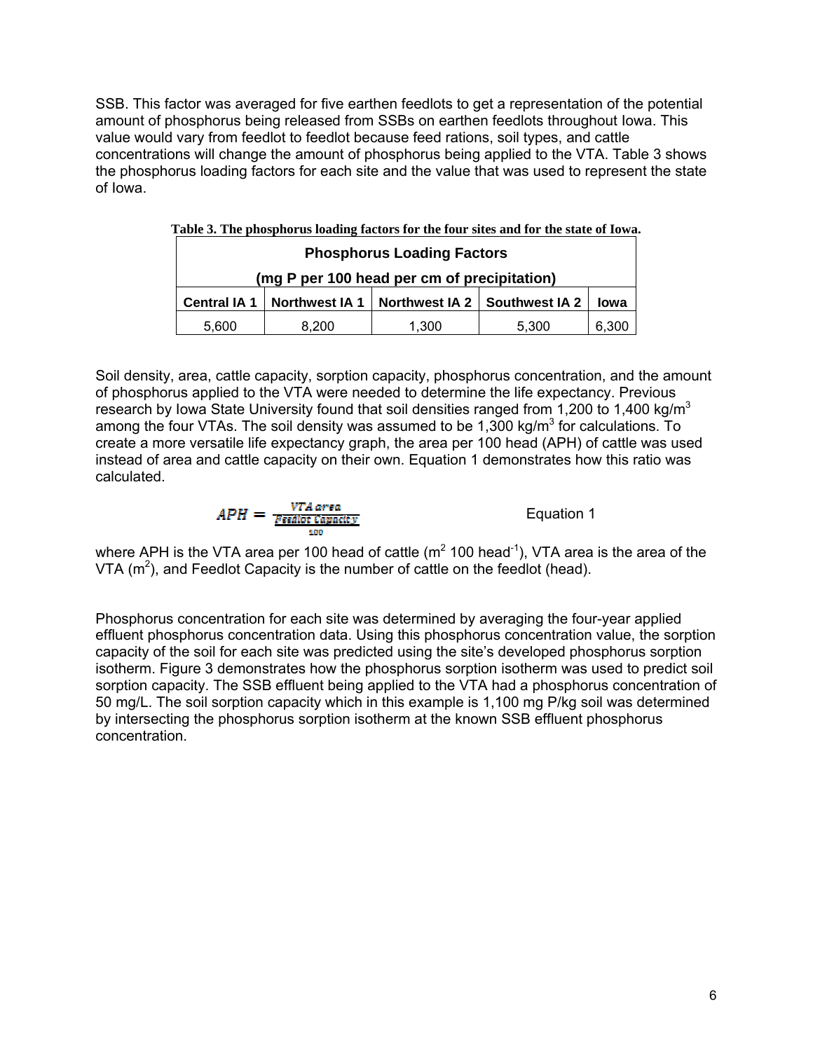SSB. This factor was averaged for five earthen feedlots to get a representation of the potential amount of phosphorus being released from SSBs on earthen feedlots throughout Iowa. This value would vary from feedlot to feedlot because feed rations, soil types, and cattle concentrations will change the amount of phosphorus being applied to the VTA. Table 3 shows the phosphorus loading factors for each site and the value that was used to represent the state of Iowa.

**Table 3. The phosphorus loading factors for the four sites and for the state of Iowa.**

| **Phosphorus Loading Factors (mg P per 100 head per cm of precipitation)** | | | | |
|---|---|---|---|---|
| **Central IA 1** | **Northwest IA 1** | **Northwest IA 2** | **Southwest IA 2** | **Iowa** |
| 5,600 | 8,200 | 1,300 | 5,300 | 6,300 |

Soil density, area, cattle capacity, sorption capacity, phosphorus concentration, and the amount of phosphorus applied to the VTA were needed to determine the life expectancy. Previous research by Iowa State University found that soil densities ranged from 1,200 to 1,400 kg/m$^3$ among the four VTAs. The soil density was assumed to be 1,300 kg/m$^3$ for calculations. To create a more versatile life expectancy graph, the area per 100 head (APH) of cattle was used instead of area and cattle capacity on their own. Equation 1 demonstrates how this ratio was calculated.

$$APH = \frac{VTA\ area}{\frac{Feedlot\ Capacity}{100}} \qquad \text{Equation 1}$$

where APH is the VTA area per 100 head of cattle (m$^2$ 100 head$^{-1}$), VTA area is the area of the VTA (m$^2$), and Feedlot Capacity is the number of cattle on the feedlot (head).

Phosphorus concentration for each site was determined by averaging the four-year applied effluent phosphorus concentration data. Using this phosphorus concentration value, the sorption capacity of the soil for each site was predicted using the site's developed phosphorus sorption isotherm. Figure 3 demonstrates how the phosphorus sorption isotherm was used to predict soil sorption capacity. The SSB effluent being applied to the VTA had a phosphorus concentration of 50 mg/L. The soil sorption capacity which in this example is 1,100 mg P/kg soil was determined by intersecting the phosphorus sorption isotherm at the known SSB effluent phosphorus concentration.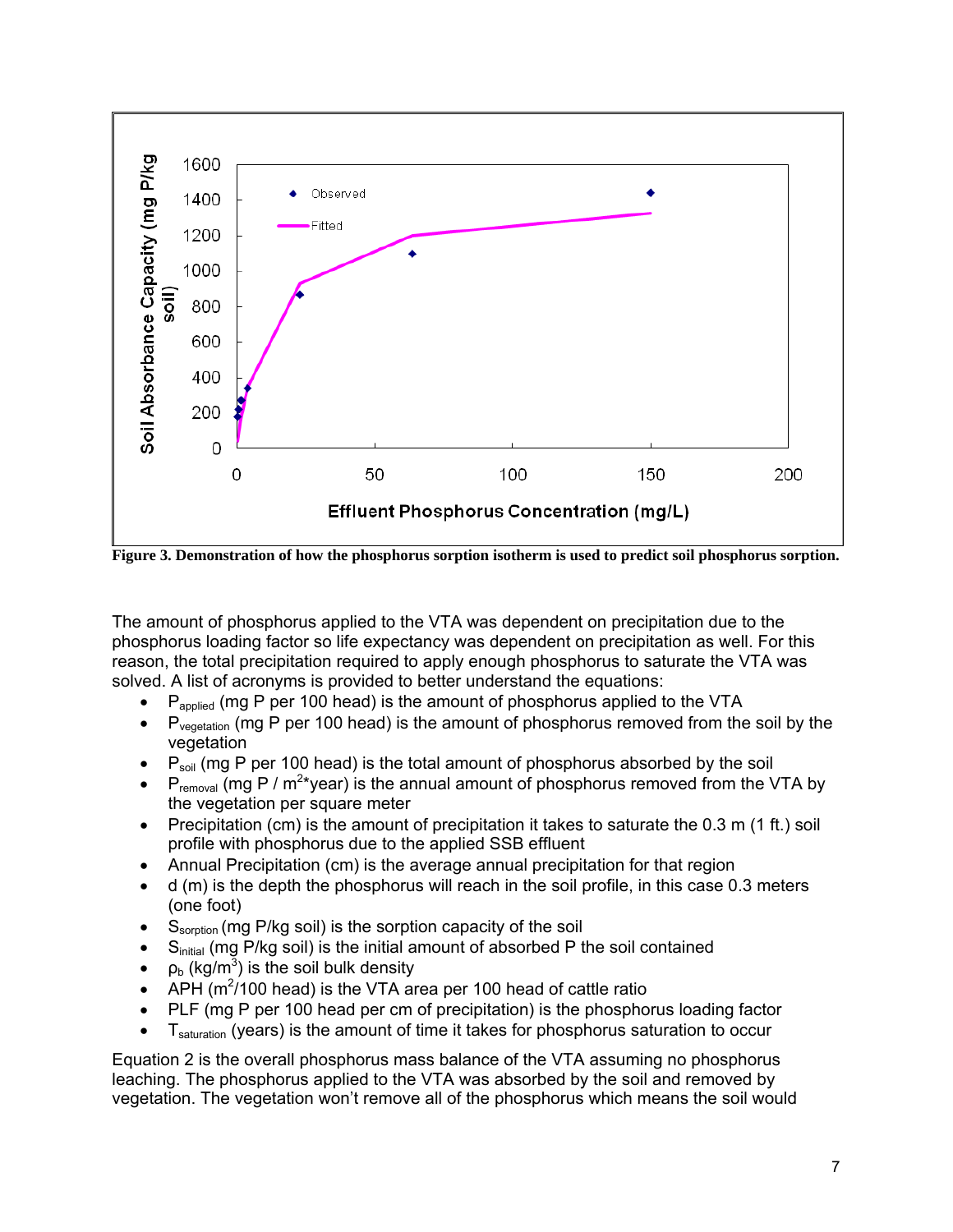Figure 3. Demonstration of how the phosphorus sorption isotherm is used to predict soil phosphorus sorption.

The amount of phosphorus applied to the VTA was dependent on precipitation due to the phosphorus loading factor so life expectancy was dependent on precipitation as well. For this reason, the total precipitation required to apply enough phosphorus to saturate the VTA was solved. A list of acronyms is provided to better understand the equations:

- $P_{applied}$ (mg P per 100 head) is the amount of phosphorus applied to the VTA
- $P_{vegetation}$ (mg P per 100 head) is the amount of phosphorus removed from the soil by the vegetation
- $P_{soil}$ (mg P per 100 head) is the total amount of phosphorus absorbed by the soil
- $P_{removal}$ (mg P / $m^2$*year) is the annual amount of phosphorus removed from the VTA by the vegetation per square meter
- Precipitation (cm) is the amount of precipitation it takes to saturate the 0.3 m (1 ft.) soil profile with phosphorus due to the applied SSB effluent
- Annual Precipitation (cm) is the average annual precipitation for that region
- d (m) is the depth the phosphorus will reach in the soil profile, in this case 0.3 meters (one foot)
- $S_{sorption}$ (mg P/kg soil) is the sorption capacity of the soil
- $S_{initial}$ (mg P/kg soil) is the initial amount of absorbed P the soil contained
- $\rho_b$ (kg/$m^3$) is the soil bulk density
- APH ($m^2$/100 head) is the VTA area per 100 head of cattle ratio
- PLF (mg P per 100 head per cm of precipitation) is the phosphorus loading factor
- $T_{saturation}$ (years) is the amount of time it takes for phosphorus saturation to occur

Equation 2 is the overall phosphorus mass balance of the VTA assuming no phosphorus leaching. The phosphorus applied to the VTA was absorbed by the soil and removed by vegetation. The vegetation won't remove all of the phosphorus which means the soil would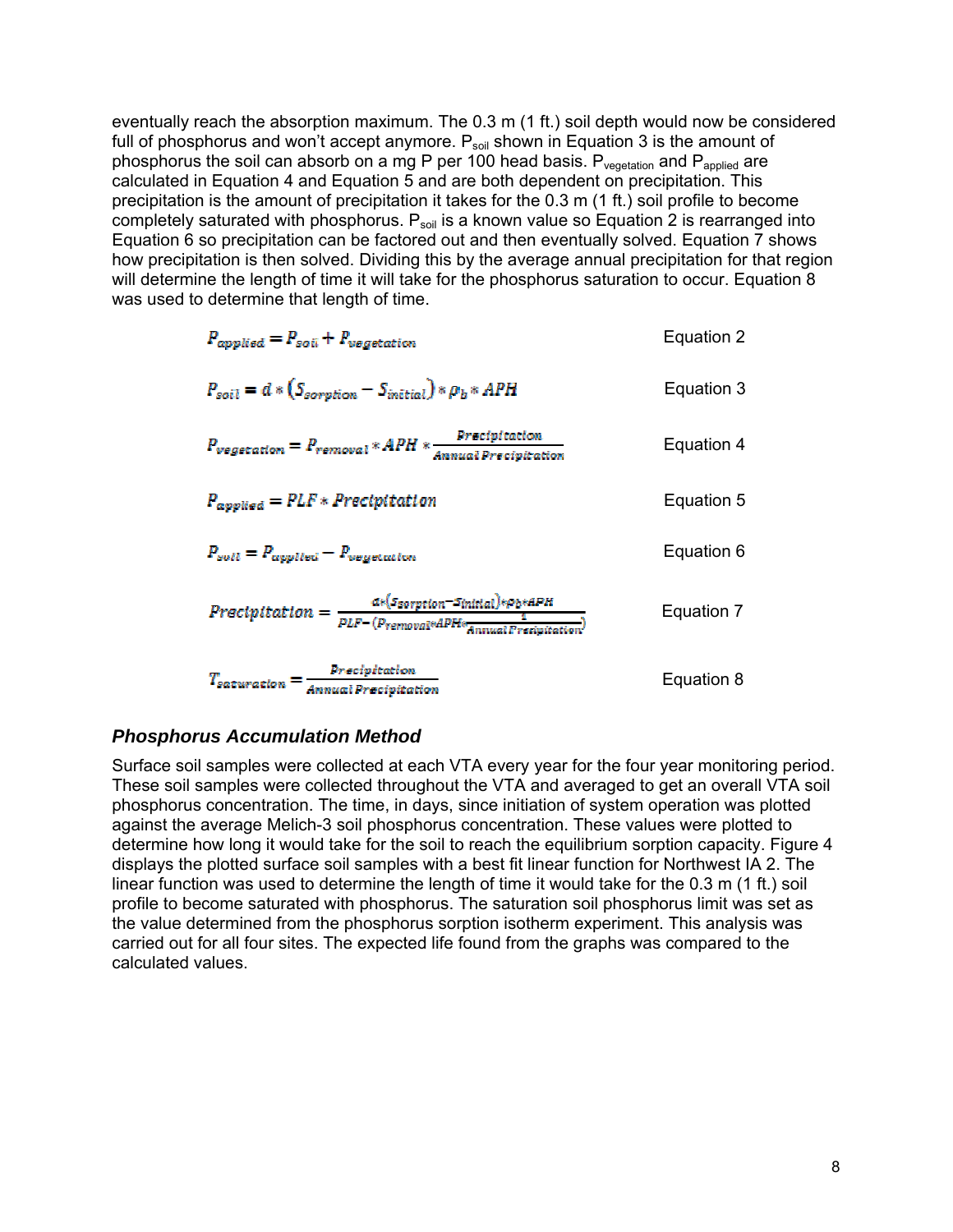eventually reach the absorption maximum. The 0.3 m (1 ft.) soil depth would now be considered full of phosphorus and won't accept anymore. $P_{soil}$ shown in Equation 3 is the amount of phosphorus the soil can absorb on a mg P per 100 head basis. $P_{vegetation}$ and $P_{applied}$ are calculated in Equation 4 and Equation 5 and are both dependent on precipitation. This precipitation is the amount of precipitation it takes for the 0.3 m (1 ft.) soil profile to become completely saturated with phosphorus. $P_{soil}$ is a known value so Equation 2 is rearranged into Equation 6 so precipitation can be factored out and then eventually solved. Equation 7 shows how precipitation is then solved. Dividing this by the average annual precipitation for that region will determine the length of time it will take for the phosphorus saturation to occur. Equation 8 was used to determine that length of time.

$$P_{applied} = P_{soil} + P_{vegetation} \qquad \text{Equation 2}$$

$$P_{soil} = d * (S_{sorption} - S_{initial}) * \rho_b * APH \qquad \text{Equation 3}$$

$$P_{vegetation} = P_{removal} * APH * \frac{Precipitation}{Annual\ Precipitation} \qquad \text{Equation 4}$$

$$P_{applied} = PLF * Precipitation \qquad \text{Equation 5}$$

$$P_{soil} = P_{applied} - P_{vegetation} \qquad \text{Equation 6}$$

$$Precipitation = \frac{d * (S_{sorption} - S_{initial}) * \rho b * APH}{PLF - \left(P_{removal} * APH * \frac{1}{Annual\ Precipitation}\right)} \qquad \text{Equation 7}$$

$$T_{saturation} = \frac{Precipitation}{Annual\ Precipitation} \qquad \text{Equation 8}$$

### *Phosphorus Accumulation Method*

Surface soil samples were collected at each VTA every year for the four year monitoring period. These soil samples were collected throughout the VTA and averaged to get an overall VTA soil phosphorus concentration. The time, in days, since initiation of system operation was plotted against the average Melich-3 soil phosphorus concentration. These values were plotted to determine how long it would take for the soil to reach the equilibrium sorption capacity. Figure 4 displays the plotted surface soil samples with a best fit linear function for Northwest IA 2. The linear function was used to determine the length of time it would take for the 0.3 m (1 ft.) soil profile to become saturated with phosphorus. The saturation soil phosphorus limit was set as the value determined from the phosphorus sorption isotherm experiment. This analysis was carried out for all four sites. The expected life found from the graphs was compared to the calculated values.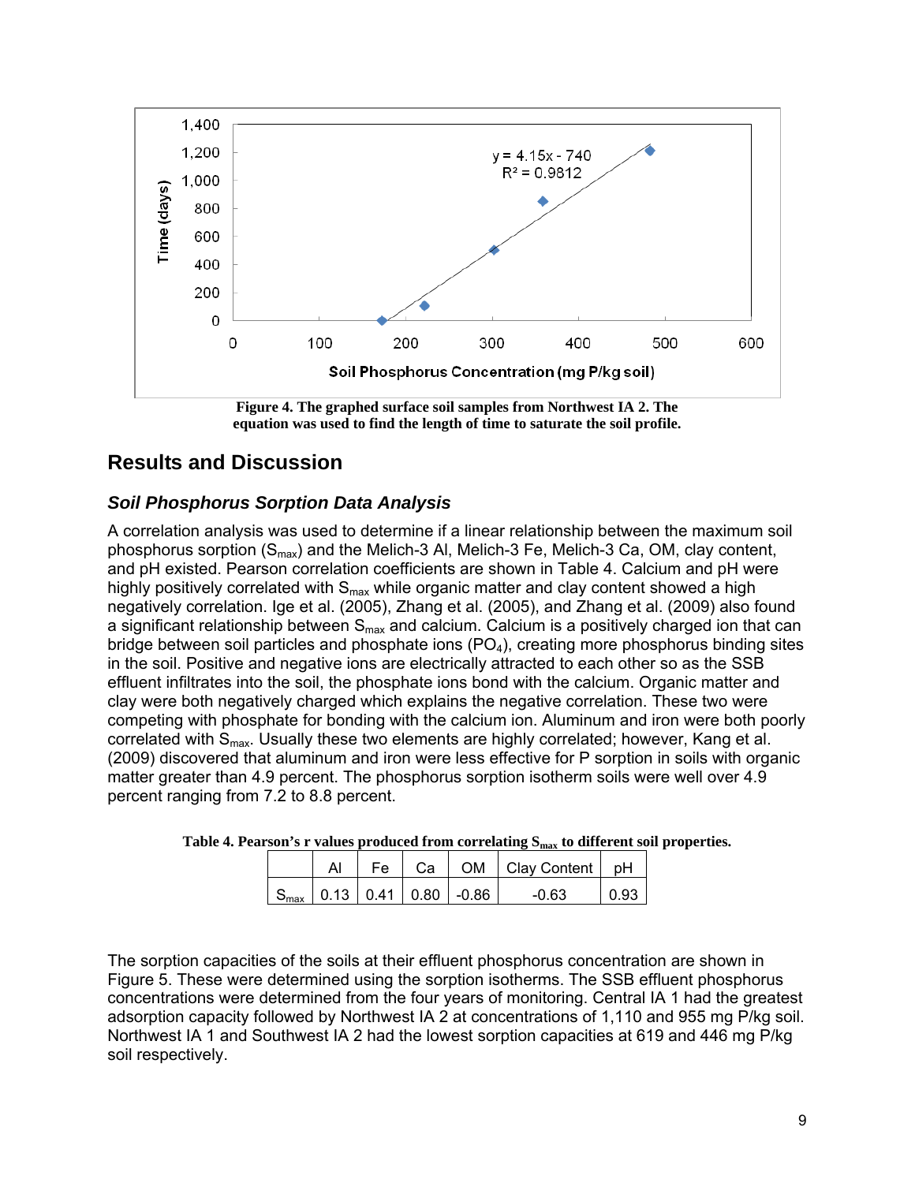Figure 4. The graphed surface soil samples from Northwest IA 2. The equation was used to find the length of time to saturate the soil profile.

## Results and Discussion

### *Soil Phosphorus Sorption Data Analysis*

A correlation analysis was used to determine if a linear relationship between the maximum soil phosphorus sorption ($S_{max}$) and the Melich-3 Al, Melich-3 Fe, Melich-3 Ca, OM, clay content, and pH existed. Pearson correlation coefficients are shown in Table 4. Calcium and pH were highly positively correlated with $S_{max}$ while organic matter and clay content showed a high negatively correlation. Ige et al. (2005), Zhang et al. (2005), and Zhang et al. (2009) also found a significant relationship between $S_{max}$ and calcium. Calcium is a positively charged ion that can bridge between soil particles and phosphate ions ($PO_4$), creating more phosphorus binding sites in the soil. Positive and negative ions are electrically attracted to each other so as the SSB effluent infiltrates into the soil, the phosphate ions bond with the calcium. Organic matter and clay were both negatively charged which explains the negative correlation. These two were competing with phosphate for bonding with the calcium ion. Aluminum and iron were both poorly correlated with $S_{max}$. Usually these two elements are highly correlated; however, Kang et al. (2009) discovered that aluminum and iron were less effective for P sorption in soils with organic matter greater than 4.9 percent. The phosphorus sorption isotherm soils were well over 4.9 percent ranging from 7.2 to 8.8 percent.

**Table 4. Pearson's r values produced from correlating $S_{max}$ to different soil properties.**

| | Al | Fe | Ca | OM | Clay Content | pH |
|---|---|---|---|---|---|---|
| $S_{max}$ | 0.13 | 0.41 | 0.80 | -0.86 | -0.63 | 0.93 |

The sorption capacities of the soils at their effluent phosphorus concentration are shown in Figure 5. These were determined using the sorption isotherms. The SSB effluent phosphorus concentrations were determined from the four years of monitoring. Central IA 1 had the greatest adsorption capacity followed by Northwest IA 2 at concentrations of 1,110 and 955 mg P/kg soil. Northwest IA 1 and Southwest IA 2 had the lowest sorption capacities at 619 and 446 mg P/kg soil respectively.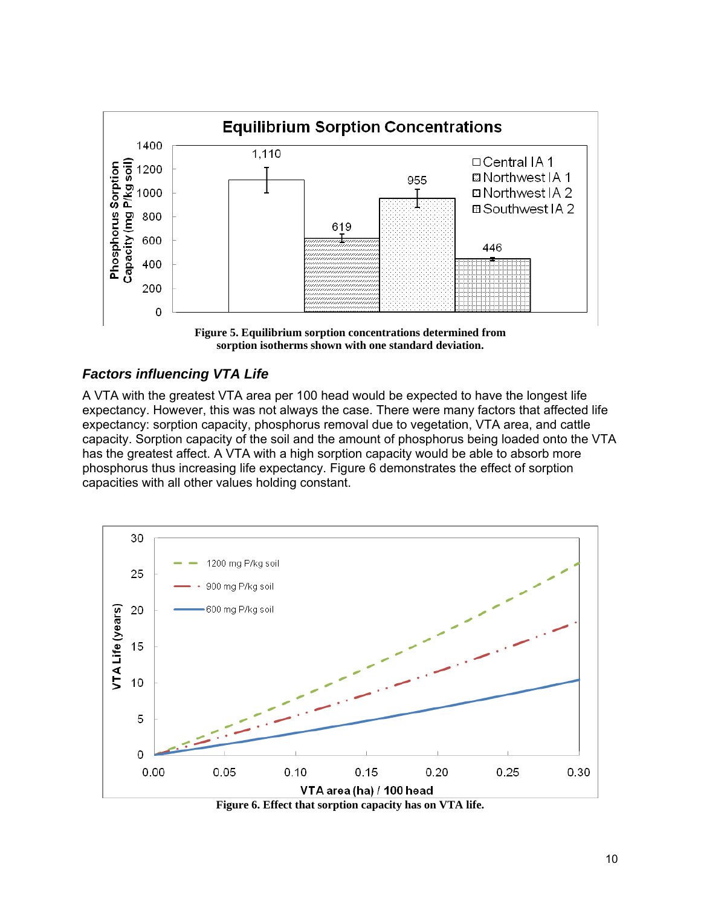Figure 5. Equilibrium sorption concentrations determined from sorption isotherms shown with one standard deviation.

### *Factors influencing VTA Life*

A VTA with the greatest VTA area per 100 head would be expected to have the longest life expectancy. However, this was not always the case. There were many factors that affected life expectancy: sorption capacity, phosphorus removal due to vegetation, VTA area, and cattle capacity. Sorption capacity of the soil and the amount of phosphorus being loaded onto the VTA has the greatest affect. A VTA with a high sorption capacity would be able to absorb more phosphorus thus increasing life expectancy. Figure 6 demonstrates the effect of sorption capacities with all other values holding constant.

Figure 6. Effect that sorption capacity has on VTA life.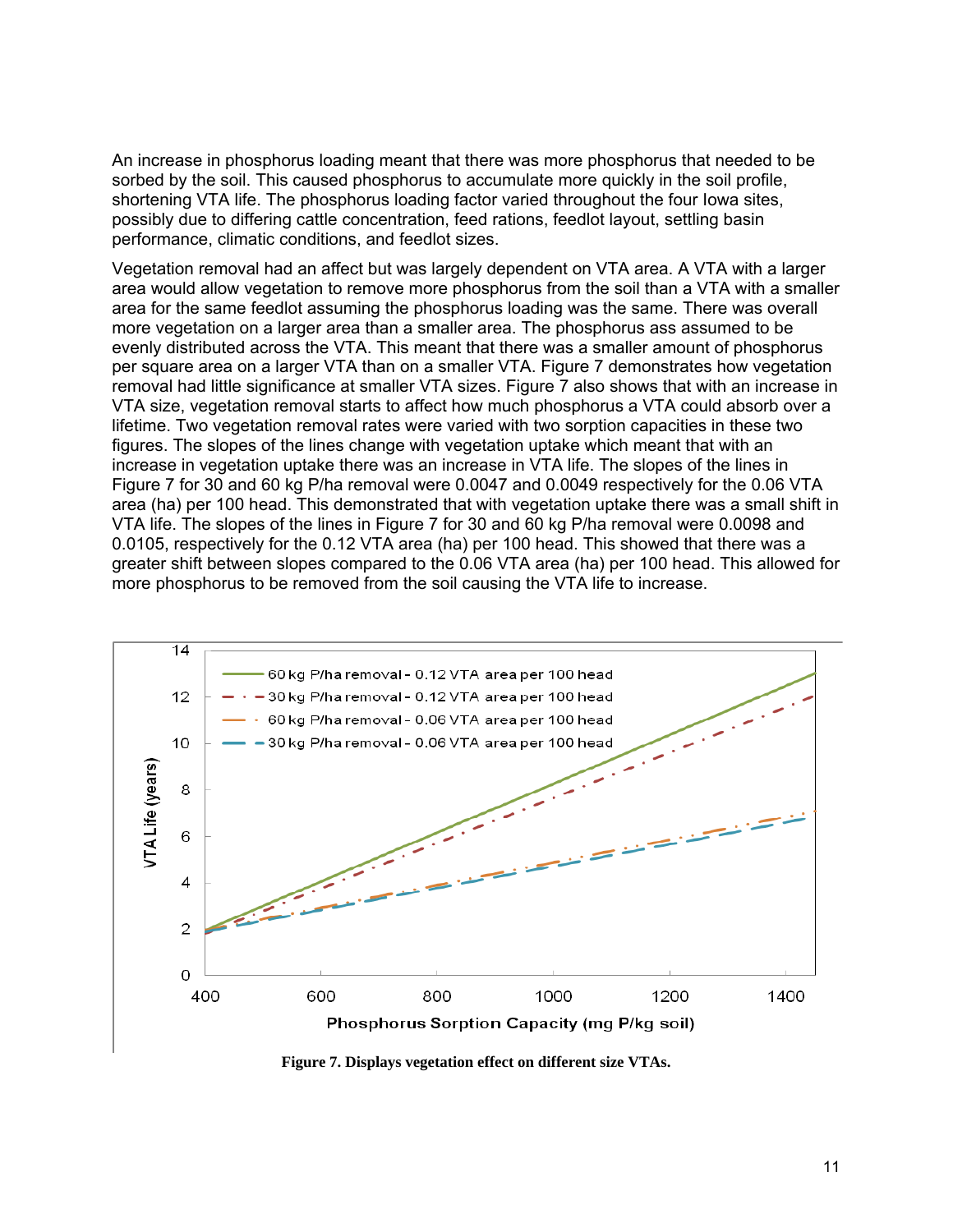An increase in phosphorus loading meant that there was more phosphorus that needed to be sorbed by the soil. This caused phosphorus to accumulate more quickly in the soil profile, shortening VTA life. The phosphorus loading factor varied throughout the four Iowa sites, possibly due to differing cattle concentration, feed rations, feedlot layout, settling basin performance, climatic conditions, and feedlot sizes.

Vegetation removal had an affect but was largely dependent on VTA area. A VTA with a larger area would allow vegetation to remove more phosphorus from the soil than a VTA with a smaller area for the same feedlot assuming the phosphorus loading was the same. There was overall more vegetation on a larger area than a smaller area. The phosphorus ass assumed to be evenly distributed across the VTA. This meant that there was a smaller amount of phosphorus per square area on a larger VTA than on a smaller VTA. Figure 7 demonstrates how vegetation removal had little significance at smaller VTA sizes. Figure 7 also shows that with an increase in VTA size, vegetation removal starts to affect how much phosphorus a VTA could absorb over a lifetime. Two vegetation removal rates were varied with two sorption capacities in these two figures. The slopes of the lines change with vegetation uptake which meant that with an increase in vegetation uptake there was an increase in VTA life. The slopes of the lines in Figure 7 for 30 and 60 kg P/ha removal were 0.0047 and 0.0049 respectively for the 0.06 VTA area (ha) per 100 head. This demonstrated that with vegetation uptake there was a small shift in VTA life. The slopes of the lines in Figure 7 for 30 and 60 kg P/ha removal were 0.0098 and 0.0105, respectively for the 0.12 VTA area (ha) per 100 head. This showed that there was a greater shift between slopes compared to the 0.06 VTA area (ha) per 100 head. This allowed for more phosphorus to be removed from the soil causing the VTA life to increase.

**Figure 7. Displays vegetation effect on different size VTAs.**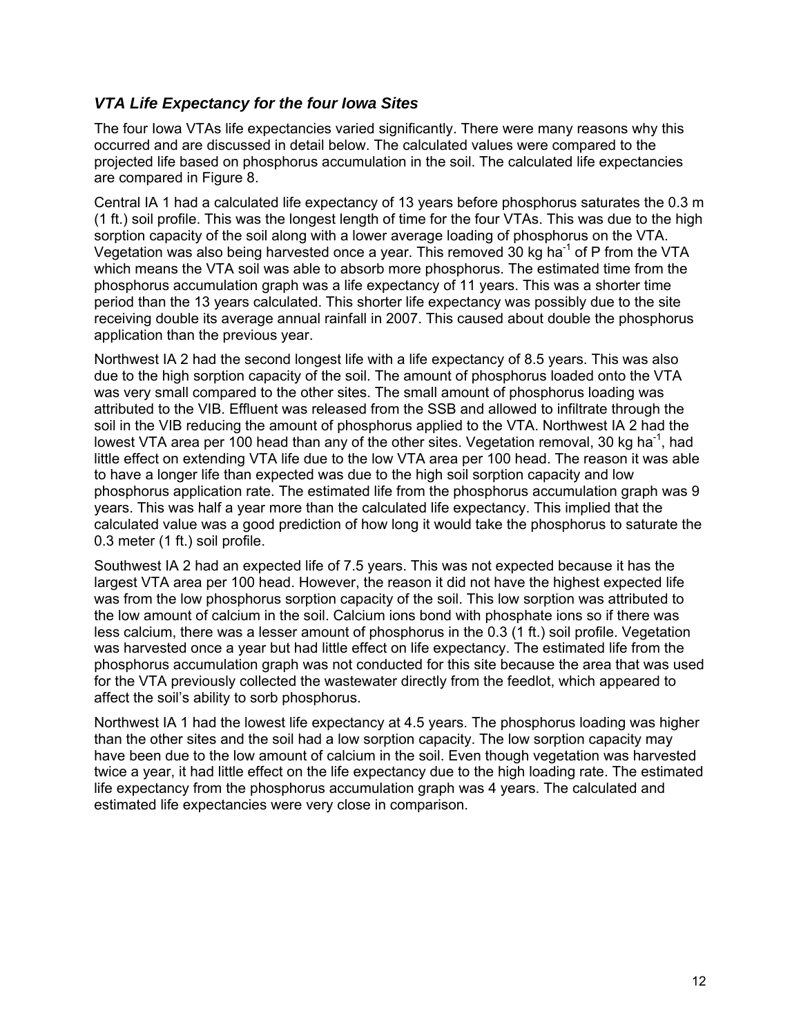### *VTA Life Expectancy for the four Iowa Sites*

The four Iowa VTAs life expectancies varied significantly. There were many reasons why this occurred and are discussed in detail below. The calculated values were compared to the projected life based on phosphorus accumulation in the soil. The calculated life expectancies are compared in Figure 8.

Central IA 1 had a calculated life expectancy of 13 years before phosphorus saturates the 0.3 m (1 ft.) soil profile. This was the longest length of time for the four VTAs. This was due to the high sorption capacity of the soil along with a lower average loading of phosphorus on the VTA. Vegetation was also being harvested once a year. This removed 30 kg $ha^{-1}$ of P from the VTA which means the VTA soil was able to absorb more phosphorus. The estimated time from the phosphorus accumulation graph was a life expectancy of 11 years. This was a shorter time period than the 13 years calculated. This shorter life expectancy was possibly due to the site receiving double its average annual rainfall in 2007. This caused about double the phosphorus application than the previous year.

Northwest IA 2 had the second longest life with a life expectancy of 8.5 years. This was also due to the high sorption capacity of the soil. The amount of phosphorus loaded onto the VTA was very small compared to the other sites. The small amount of phosphorus loading was attributed to the VIB. Effluent was released from the SSB and allowed to infiltrate through the soil in the VIB reducing the amount of phosphorus applied to the VTA. Northwest IA 2 had the lowest VTA area per 100 head than any of the other sites. Vegetation removal, 30 kg $ha^{-1}$, had little effect on extending VTA life due to the low VTA area per 100 head. The reason it was able to have a longer life than expected was due to the high soil sorption capacity and low phosphorus application rate. The estimated life from the phosphorus accumulation graph was 9 years. This was half a year more than the calculated life expectancy. This implied that the calculated value was a good prediction of how long it would take the phosphorus to saturate the 0.3 meter (1 ft.) soil profile.

Southwest IA 2 had an expected life of 7.5 years. This was not expected because it has the largest VTA area per 100 head. However, the reason it did not have the highest expected life was from the low phosphorus sorption capacity of the soil. This low sorption was attributed to the low amount of calcium in the soil. Calcium ions bond with phosphate ions so if there was less calcium, there was a lesser amount of phosphorus in the 0.3 (1 ft.) soil profile. Vegetation was harvested once a year but had little effect on life expectancy. The estimated life from the phosphorus accumulation graph was not conducted for this site because the area that was used for the VTA previously collected the wastewater directly from the feedlot, which appeared to affect the soil's ability to sorb phosphorus.

Northwest IA 1 had the lowest life expectancy at 4.5 years. The phosphorus loading was higher than the other sites and the soil had a low sorption capacity. The low sorption capacity may have been due to the low amount of calcium in the soil. Even though vegetation was harvested twice a year, it had little effect on the life expectancy due to the high loading rate. The estimated life expectancy from the phosphorus accumulation graph was 4 years. The calculated and estimated life expectancies were very close in comparison.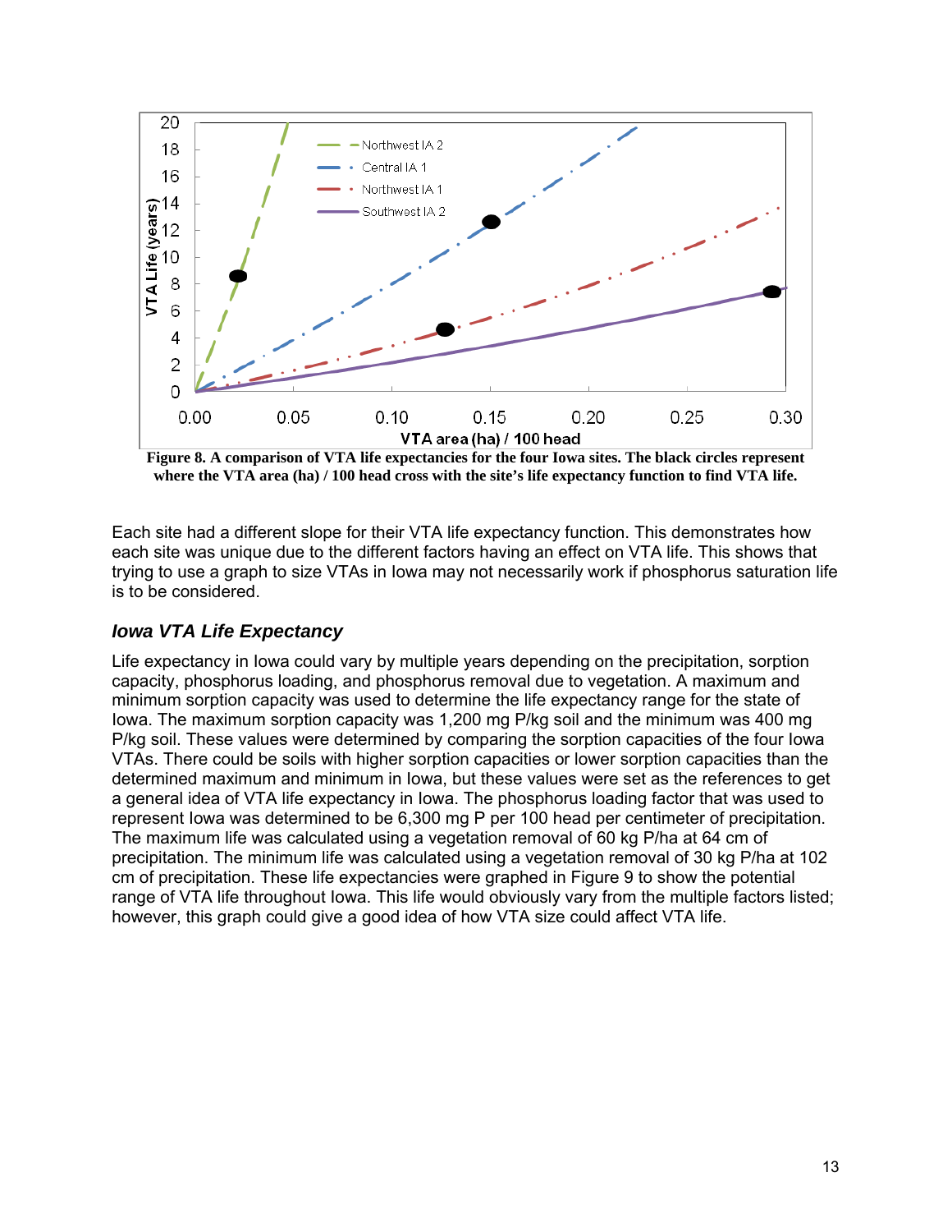**Figure 8. A comparison of VTA life expectancies for the four Iowa sites. The black circles represent where the VTA area (ha) / 100 head cross with the site's life expectancy function to find VTA life.**

Each site had a different slope for their VTA life expectancy function. This demonstrates how each site was unique due to the different factors having an effect on VTA life. This shows that trying to use a graph to size VTAs in Iowa may not necessarily work if phosphorus saturation life is to be considered.

### *Iowa VTA Life Expectancy*

Life expectancy in Iowa could vary by multiple years depending on the precipitation, sorption capacity, phosphorus loading, and phosphorus removal due to vegetation. A maximum and minimum sorption capacity was used to determine the life expectancy range for the state of Iowa. The maximum sorption capacity was 1,200 mg P/kg soil and the minimum was 400 mg P/kg soil. These values were determined by comparing the sorption capacities of the four Iowa VTAs. There could be soils with higher sorption capacities or lower sorption capacities than the determined maximum and minimum in Iowa, but these values were set as the references to get a general idea of VTA life expectancy in Iowa. The phosphorus loading factor that was used to represent Iowa was determined to be 6,300 mg P per 100 head per centimeter of precipitation. The maximum life was calculated using a vegetation removal of 60 kg P/ha at 64 cm of precipitation. The minimum life was calculated using a vegetation removal of 30 kg P/ha at 102 cm of precipitation. These life expectancies were graphed in Figure 9 to show the potential range of VTA life throughout Iowa. This life would obviously vary from the multiple factors listed; however, this graph could give a good idea of how VTA size could affect VTA life.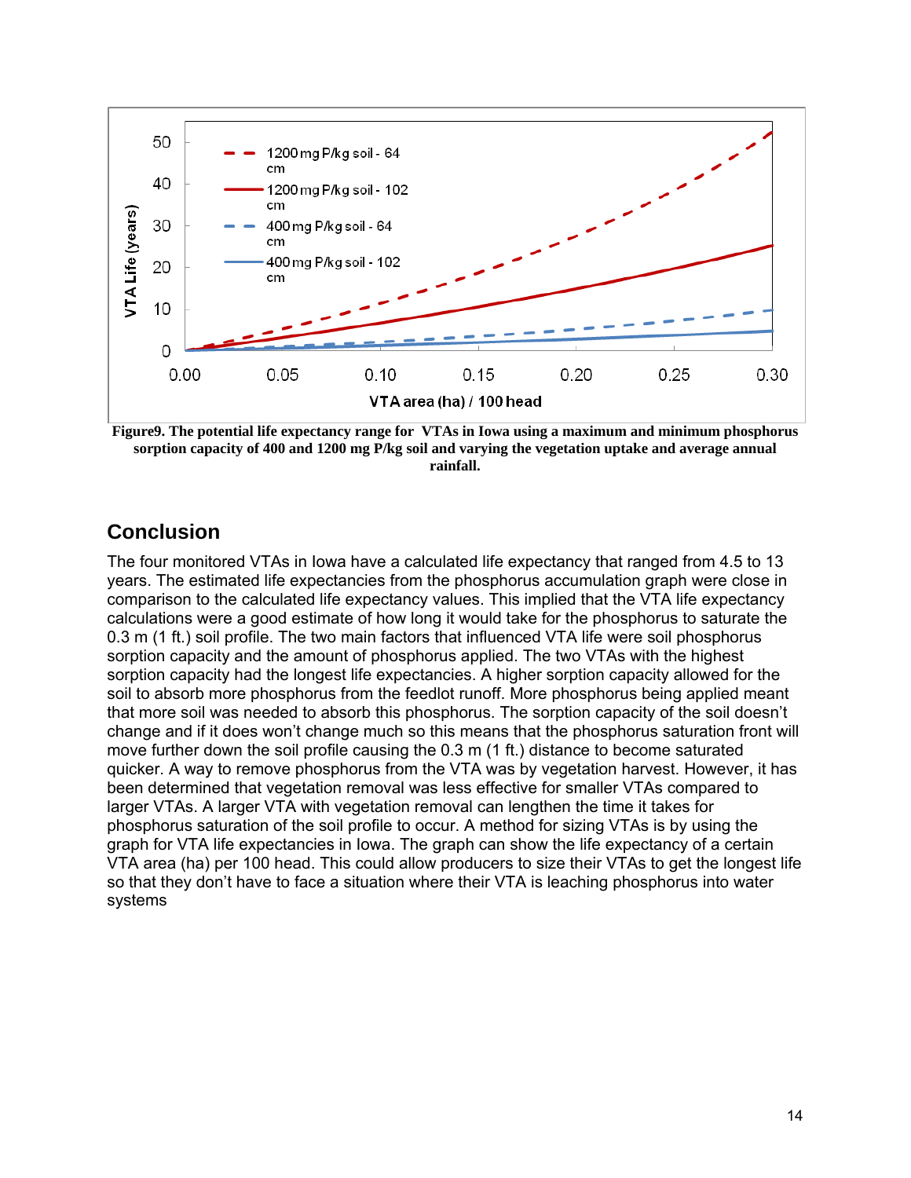Figure9. The potential life expectancy range for VTAs in Iowa using a maximum and minimum phosphorus sorption capacity of 400 and 1200 mg P/kg soil and varying the vegetation uptake and average annual rainfall.

## Conclusion

The four monitored VTAs in Iowa have a calculated life expectancy that ranged from 4.5 to 13 years. The estimated life expectancies from the phosphorus accumulation graph were close in comparison to the calculated life expectancy values. This implied that the VTA life expectancy calculations were a good estimate of how long it would take for the phosphorus to saturate the 0.3 m (1 ft.) soil profile. The two main factors that influenced VTA life were soil phosphorus sorption capacity and the amount of phosphorus applied. The two VTAs with the highest sorption capacity had the longest life expectancies. A higher sorption capacity allowed for the soil to absorb more phosphorus from the feedlot runoff. More phosphorus being applied meant that more soil was needed to absorb this phosphorus. The sorption capacity of the soil doesn't change and if it does won't change much so this means that the phosphorus saturation front will move further down the soil profile causing the 0.3 m (1 ft.) distance to become saturated quicker. A way to remove phosphorus from the VTA was by vegetation harvest. However, it has been determined that vegetation removal was less effective for smaller VTAs compared to larger VTAs. A larger VTA with vegetation removal can lengthen the time it takes for phosphorus saturation of the soil profile to occur. A method for sizing VTAs is by using the graph for VTA life expectancies in Iowa. The graph can show the life expectancy of a certain VTA area (ha) per 100 head. This could allow producers to size their VTAs to get the longest life so that they don't have to face a situation where their VTA is leaching phosphorus into water systems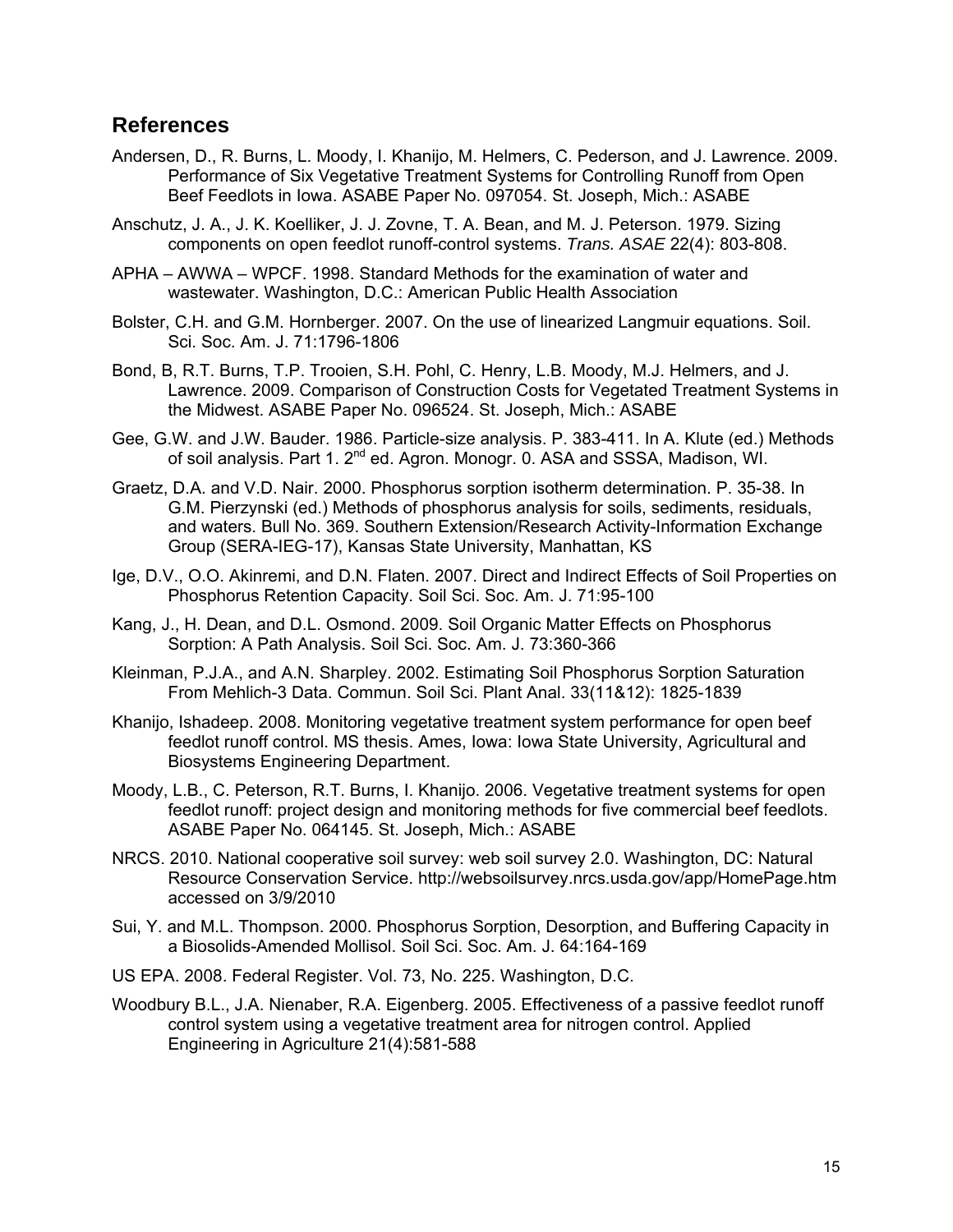## References

Andersen, D., R. Burns, L. Moody, I. Khanijo, M. Helmers, C. Pederson, and J. Lawrence. 2009. Performance of Six Vegetative Treatment Systems for Controlling Runoff from Open Beef Feedlots in Iowa. ASABE Paper No. 097054. St. Joseph, Mich.: ASABE

Anschutz, J. A., J. K. Koelliker, J. J. Zovne, T. A. Bean, and M. J. Peterson. 1979. Sizing components on open feedlot runoff-control systems. *Trans. ASAE* 22(4): 803-808.

APHA – AWWA – WPCF. 1998. Standard Methods for the examination of water and wastewater. Washington, D.C.: American Public Health Association

Bolster, C.H. and G.M. Hornberger. 2007. On the use of linearized Langmuir equations. Soil. Sci. Soc. Am. J. 71:1796-1806

Bond, B, R.T. Burns, T.P. Trooien, S.H. Pohl, C. Henry, L.B. Moody, M.J. Helmers, and J. Lawrence. 2009. Comparison of Construction Costs for Vegetated Treatment Systems in the Midwest. ASABE Paper No. 096524. St. Joseph, Mich.: ASABE

Gee, G.W. and J.W. Bauder. 1986. Particle-size analysis. P. 383-411. In A. Klute (ed.) Methods of soil analysis. Part 1. 2nd ed. Agron. Monogr. 0. ASA and SSSA, Madison, WI.

Graetz, D.A. and V.D. Nair. 2000. Phosphorus sorption isotherm determination. P. 35-38. In G.M. Pierzynski (ed.) Methods of phosphorus analysis for soils, sediments, residuals, and waters. Bull No. 369. Southern Extension/Research Activity-Information Exchange Group (SERA-IEG-17), Kansas State University, Manhattan, KS

Ige, D.V., O.O. Akinremi, and D.N. Flaten. 2007. Direct and Indirect Effects of Soil Properties on Phosphorus Retention Capacity. Soil Sci. Soc. Am. J. 71:95-100

Kang, J., H. Dean, and D.L. Osmond. 2009. Soil Organic Matter Effects on Phosphorus Sorption: A Path Analysis. Soil Sci. Soc. Am. J. 73:360-366

Kleinman, P.J.A., and A.N. Sharpley. 2002. Estimating Soil Phosphorus Sorption Saturation From Mehlich-3 Data. Commun. Soil Sci. Plant Anal. 33(11&12): 1825-1839

Khanijo, Ishadeep. 2008. Monitoring vegetative treatment system performance for open beef feedlot runoff control. MS thesis. Ames, Iowa: Iowa State University, Agricultural and Biosystems Engineering Department.

Moody, L.B., C. Peterson, R.T. Burns, I. Khanijo. 2006. Vegetative treatment systems for open feedlot runoff: project design and monitoring methods for five commercial beef feedlots. ASABE Paper No. 064145. St. Joseph, Mich.: ASABE

NRCS. 2010. National cooperative soil survey: web soil survey 2.0. Washington, DC: Natural Resource Conservation Service. http://websoilsurvey.nrcs.usda.gov/app/HomePage.htm accessed on 3/9/2010

Sui, Y. and M.L. Thompson. 2000. Phosphorus Sorption, Desorption, and Buffering Capacity in a Biosolids-Amended Mollisol. Soil Sci. Soc. Am. J. 64:164-169

US EPA. 2008. Federal Register. Vol. 73, No. 225. Washington, D.C.

Woodbury B.L., J.A. Nienaber, R.A. Eigenberg. 2005. Effectiveness of a passive feedlot runoff control system using a vegetative treatment area for nitrogen control. Applied Engineering in Agriculture 21(4):581-588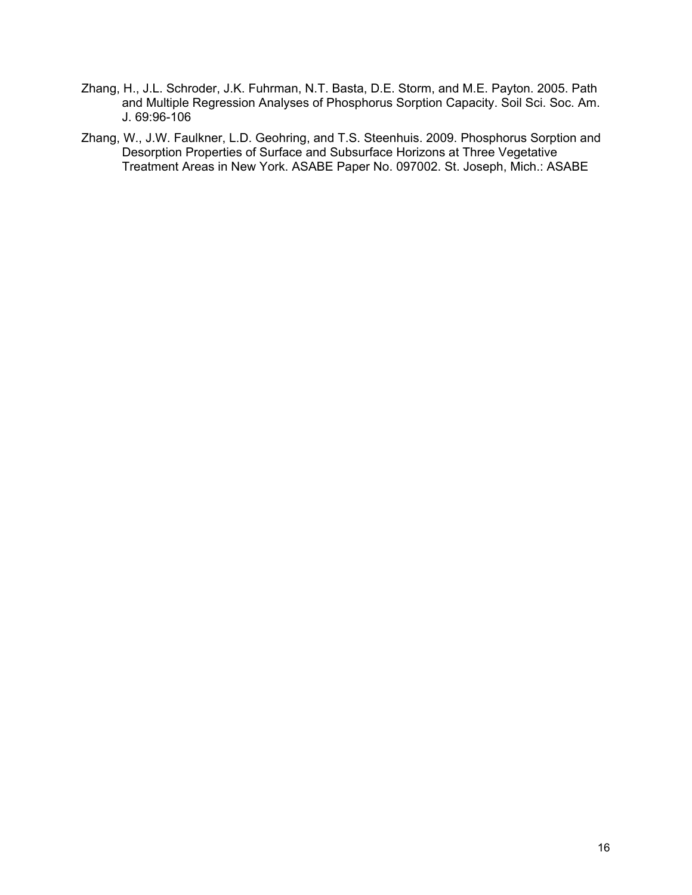Zhang, H., J.L. Schroder, J.K. Fuhrman, N.T. Basta, D.E. Storm, and M.E. Payton. 2005. Path and Multiple Regression Analyses of Phosphorus Sorption Capacity. Soil Sci. Soc. Am. J. 69:96-106

Zhang, W., J.W. Faulkner, L.D. Geohring, and T.S. Steenhuis. 2009. Phosphorus Sorption and Desorption Properties of Surface and Subsurface Horizons at Three Vegetative Treatment Areas in New York. ASABE Paper No. 097002. St. Joseph, Mich.: ASABE